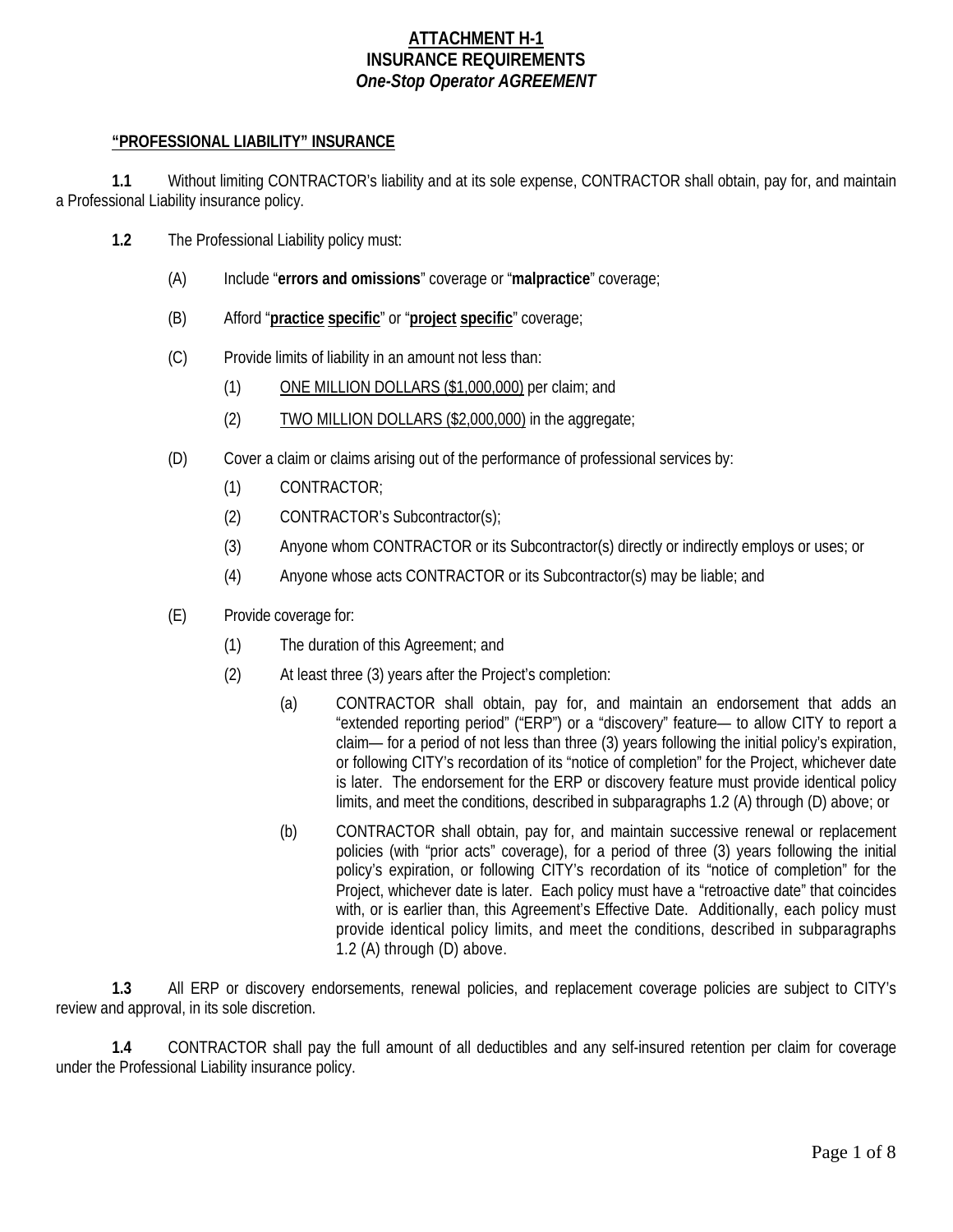# ATTACHMENT H-1
## INSURANCE REQUIREMENTS
### *One-Stop Operator AGREEMENT*

**"PROFESSIONAL LIABILITY" INSURANCE**

**1.1** Without limiting CONTRACTOR's liability and at its sole expense, CONTRACTOR shall obtain, pay for, and maintain a Professional Liability insurance policy.

**1.2** The Professional Liability policy must:

(A) Include "**errors and omissions**" coverage or "**malpractice**" coverage;

(B) Afford "**practice specific**" or "**project specific**" coverage;

(C) Provide limits of liability in an amount not less than:

(1) ONE MILLION DOLLARS ($1,000,000) per claim; and

(2) TWO MILLION DOLLARS ($2,000,000) in the aggregate;

(D) Cover a claim or claims arising out of the performance of professional services by:

(1) CONTRACTOR;

(2) CONTRACTOR's Subcontractor(s);

(3) Anyone whom CONTRACTOR or its Subcontractor(s) directly or indirectly employs or uses; or

(4) Anyone whose acts CONTRACTOR or its Subcontractor(s) may be liable; and

(E) Provide coverage for:

(1) The duration of this Agreement; and

(2) At least three (3) years after the Project's completion:

(a) CONTRACTOR shall obtain, pay for, and maintain an endorsement that adds an "extended reporting period" ("ERP") or a "discovery" feature— to allow CITY to report a claim— for a period of not less than three (3) years following the initial policy's expiration, or following CITY's recordation of its "notice of completion" for the Project, whichever date is later. The endorsement for the ERP or discovery feature must provide identical policy limits, and meet the conditions, described in subparagraphs 1.2 (A) through (D) above; or

(b) CONTRACTOR shall obtain, pay for, and maintain successive renewal or replacement policies (with "prior acts" coverage), for a period of three (3) years following the initial policy's expiration, or following CITY's recordation of its "notice of completion" for the Project, whichever date is later. Each policy must have a "retroactive date" that coincides with, or is earlier than, this Agreement's Effective Date. Additionally, each policy must provide identical policy limits, and meet the conditions, described in subparagraphs 1.2 (A) through (D) above.

**1.3** All ERP or discovery endorsements, renewal policies, and replacement coverage policies are subject to CITY's review and approval, in its sole discretion.

**1.4** CONTRACTOR shall pay the full amount of all deductibles and any self-insured retention per claim for coverage under the Professional Liability insurance policy.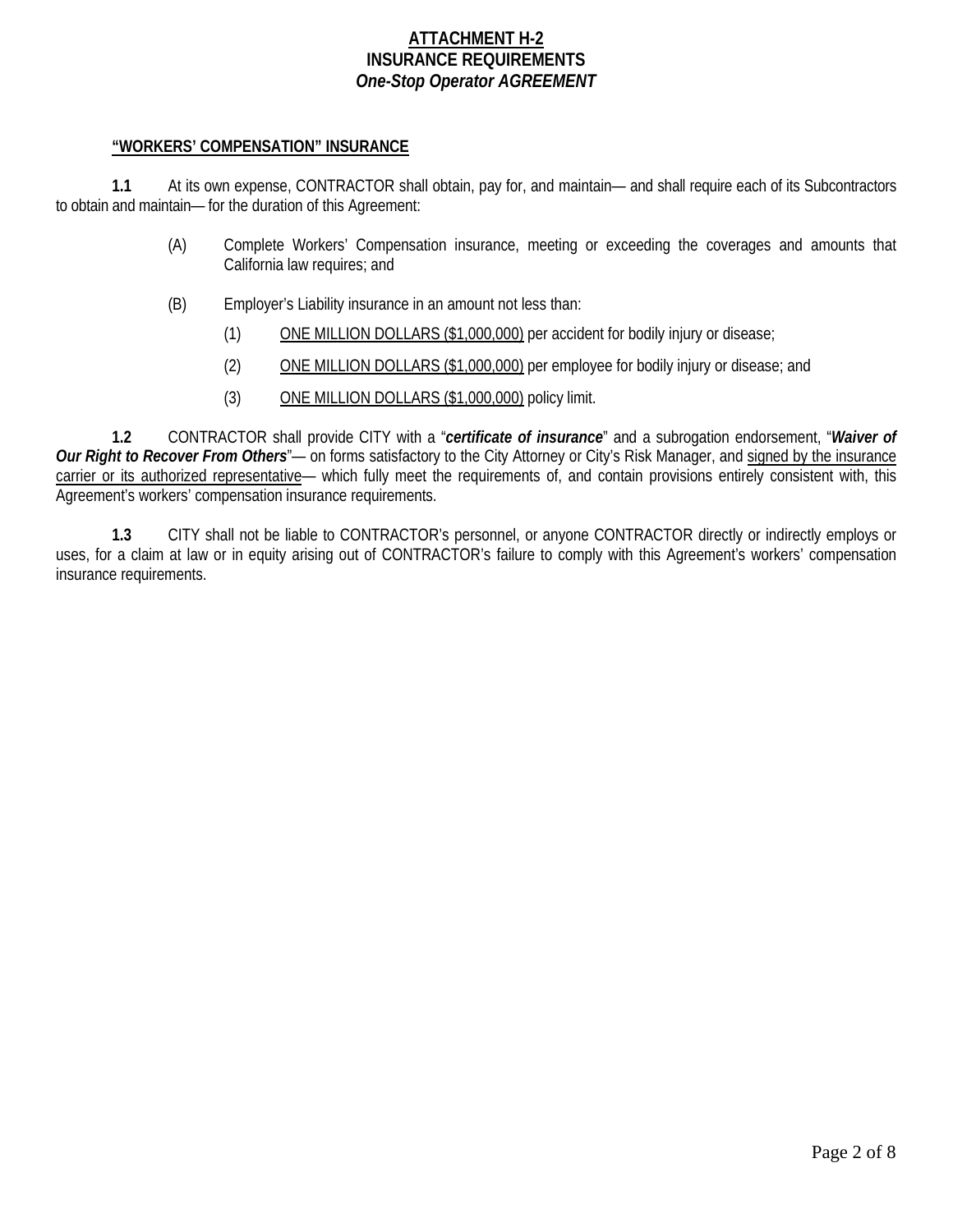**ATTACHMENT H-2**
**INSURANCE REQUIREMENTS**
***One-Stop Operator AGREEMENT***

**"WORKERS' COMPENSATION" INSURANCE**

**1.1** At its own expense, CONTRACTOR shall obtain, pay for, and maintain— and shall require each of its Subcontractors to obtain and maintain— for the duration of this Agreement:

(A) Complete Workers' Compensation insurance, meeting or exceeding the coverages and amounts that California law requires; and

(B) Employer's Liability insurance in an amount not less than:

(1) ONE MILLION DOLLARS ($1,000,000) per accident for bodily injury or disease;

(2) ONE MILLION DOLLARS ($1,000,000) per employee for bodily injury or disease; and

(3) ONE MILLION DOLLARS ($1,000,000) policy limit.

**1.2** CONTRACTOR shall provide CITY with a "***certificate of insurance***" and a subrogation endorsement, "***Waiver of Our Right to Recover From Others***"— on forms satisfactory to the City Attorney or City's Risk Manager, and signed by the insurance carrier or its authorized representative— which fully meet the requirements of, and contain provisions entirely consistent with, this Agreement's workers' compensation insurance requirements.

**1.3** CITY shall not be liable to CONTRACTOR's personnel, or anyone CONTRACTOR directly or indirectly employs or uses, for a claim at law or in equity arising out of CONTRACTOR's failure to comply with this Agreement's workers' compensation insurance requirements.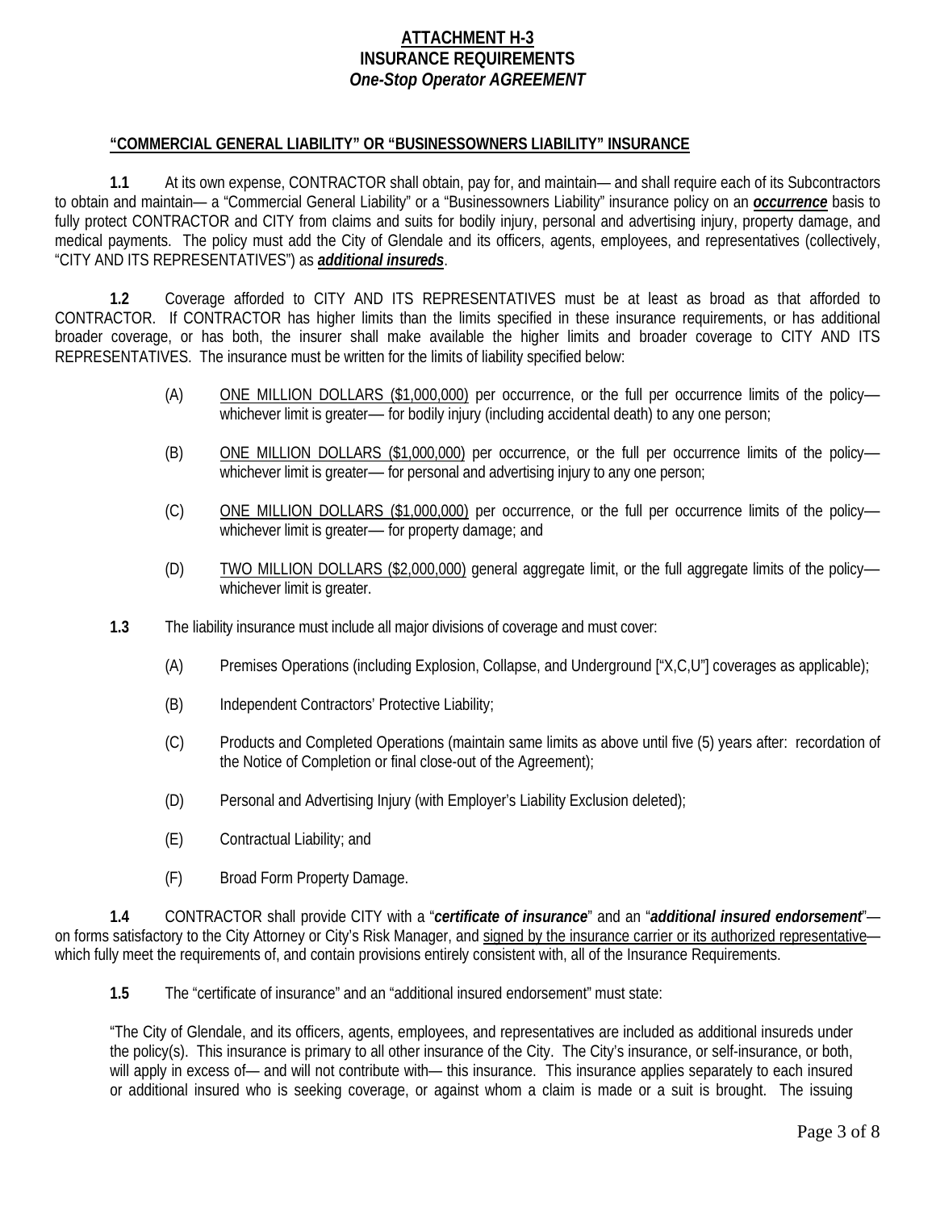# ATTACHMENT H-3
## INSURANCE REQUIREMENTS
### *One-Stop Operator AGREEMENT*

**<u>"COMMERCIAL GENERAL LIABILITY" OR "BUSINESSOWNERS LIABILITY" INSURANCE</u>**

**1.1** At its own expense, CONTRACTOR shall obtain, pay for, and maintain— and shall require each of its Subcontractors to obtain and maintain— a "Commercial General Liability" or a "Businessowners Liability" insurance policy on an ***<u>occurrence</u>*** basis to fully protect CONTRACTOR and CITY from claims and suits for bodily injury, personal and advertising injury, property damage, and medical payments. The policy must add the City of Glendale and its officers, agents, employees, and representatives (collectively, "CITY AND ITS REPRESENTATIVES") as ***<u>additional insureds</u>***.

**1.2** Coverage afforded to CITY AND ITS REPRESENTATIVES must be at least as broad as that afforded to CONTRACTOR. If CONTRACTOR has higher limits than the limits specified in these insurance requirements, or has additional broader coverage, or has both, the insurer shall make available the higher limits and broader coverage to CITY AND ITS REPRESENTATIVES. The insurance must be written for the limits of liability specified below:

(A) <u>ONE MILLION DOLLARS ($1,000,000)</u> per occurrence, or the full per occurrence limits of the policy— whichever limit is greater— for bodily injury (including accidental death) to any one person;

(B) <u>ONE MILLION DOLLARS ($1,000,000)</u> per occurrence, or the full per occurrence limits of the policy— whichever limit is greater— for personal and advertising injury to any one person;

(C) <u>ONE MILLION DOLLARS ($1,000,000)</u> per occurrence, or the full per occurrence limits of the policy— whichever limit is greater— for property damage; and

(D) <u>TWO MILLION DOLLARS ($2,000,000)</u> general aggregate limit, or the full aggregate limits of the policy— whichever limit is greater.

**1.3** The liability insurance must include all major divisions of coverage and must cover:

(A) Premises Operations (including Explosion, Collapse, and Underground ["X,C,U"] coverages as applicable);

(B) Independent Contractors' Protective Liability;

(C) Products and Completed Operations (maintain same limits as above until five (5) years after: recordation of the Notice of Completion or final close-out of the Agreement);

(D) Personal and Advertising Injury (with Employer's Liability Exclusion deleted);

(E) Contractual Liability; and

(F) Broad Form Property Damage.

**1.4** CONTRACTOR shall provide CITY with a "***certificate of insurance***" and an "***additional insured endorsement***"— on forms satisfactory to the City Attorney or City's Risk Manager, and <u>signed by the insurance carrier or its authorized representative</u>— which fully meet the requirements of, and contain provisions entirely consistent with, all of the Insurance Requirements.

**1.5** The "certificate of insurance" and an "additional insured endorsement" must state:

"The City of Glendale, and its officers, agents, employees, and representatives are included as additional insureds under the policy(s). This insurance is primary to all other insurance of the City. The City's insurance, or self-insurance, or both, will apply in excess of— and will not contribute with— this insurance. This insurance applies separately to each insured or additional insured who is seeking coverage, or against whom a claim is made or a suit is brought. The issuing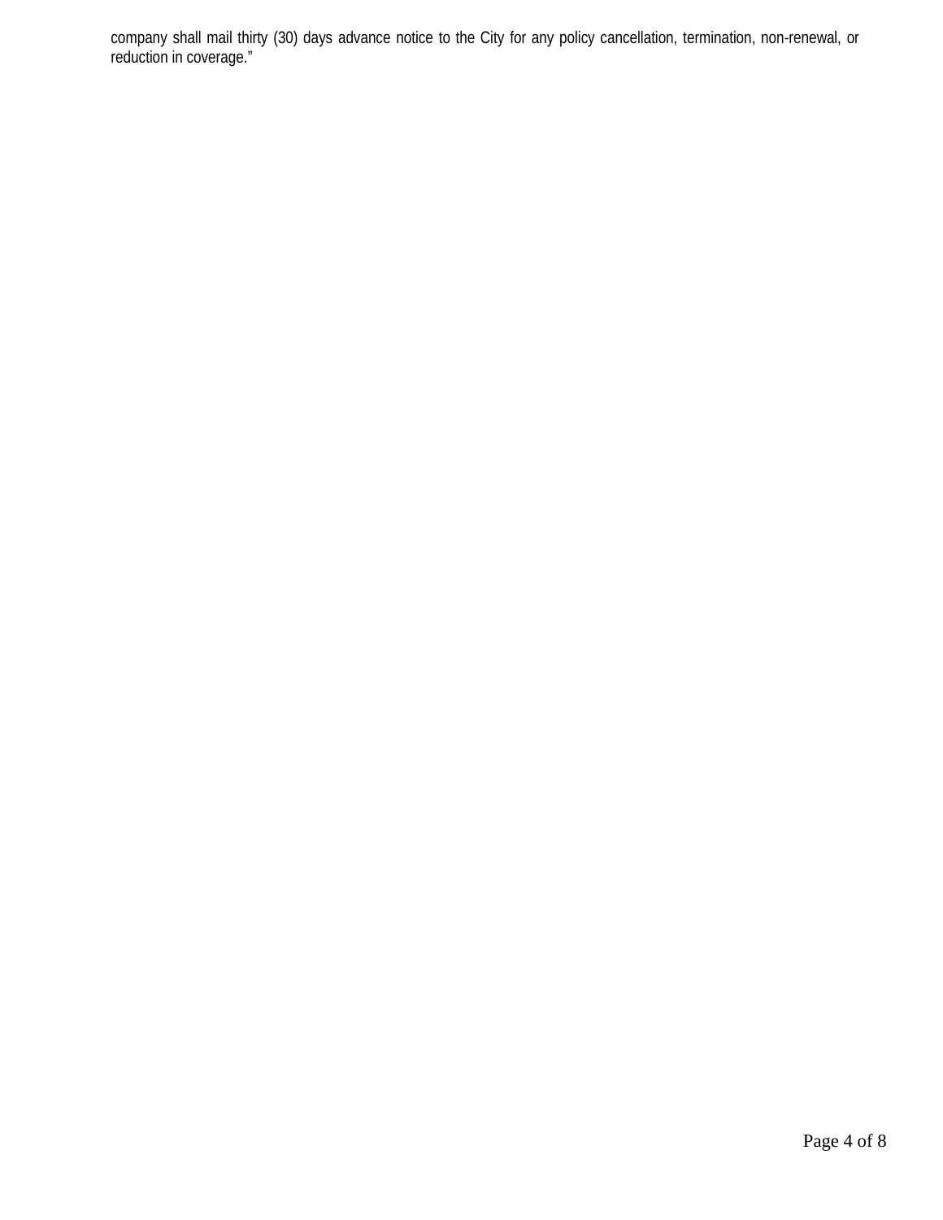company shall mail thirty (30) days advance notice to the City for any policy cancellation, termination, non-renewal, or reduction in coverage."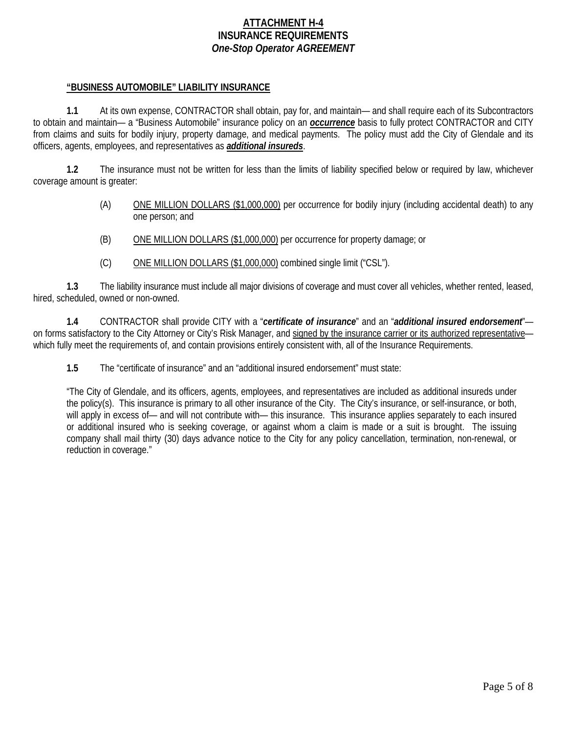**ATTACHMENT H-4**
**INSURANCE REQUIREMENTS**
***One-Stop Operator AGREEMENT***

**"BUSINESS AUTOMOBILE" LIABILITY INSURANCE**

**1.1** At its own expense, CONTRACTOR shall obtain, pay for, and maintain— and shall require each of its Subcontractors to obtain and maintain— a "Business Automobile" insurance policy on an ***occurrence*** basis to fully protect CONTRACTOR and CITY from claims and suits for bodily injury, property damage, and medical payments. The policy must add the City of Glendale and its officers, agents, employees, and representatives as ***additional insureds***.

**1.2** The insurance must not be written for less than the limits of liability specified below or required by law, whichever coverage amount is greater:

(A) ONE MILLION DOLLARS ($1,000,000) per occurrence for bodily injury (including accidental death) to any one person; and

(B) ONE MILLION DOLLARS ($1,000,000) per occurrence for property damage; or

(C) ONE MILLION DOLLARS ($1,000,000) combined single limit ("CSL").

**1.3** The liability insurance must include all major divisions of coverage and must cover all vehicles, whether rented, leased, hired, scheduled, owned or non-owned.

**1.4** CONTRACTOR shall provide CITY with a "***certificate of insurance***" and an "***additional insured endorsement***"— on forms satisfactory to the City Attorney or City's Risk Manager, and signed by the insurance carrier or its authorized representative— which fully meet the requirements of, and contain provisions entirely consistent with, all of the Insurance Requirements.

**1.5** The "certificate of insurance" and an "additional insured endorsement" must state:

"The City of Glendale, and its officers, agents, employees, and representatives are included as additional insureds under the policy(s). This insurance is primary to all other insurance of the City. The City's insurance, or self-insurance, or both, will apply in excess of— and will not contribute with— this insurance. This insurance applies separately to each insured or additional insured who is seeking coverage, or against whom a claim is made or a suit is brought. The issuing company shall mail thirty (30) days advance notice to the City for any policy cancellation, termination, non-renewal, or reduction in coverage."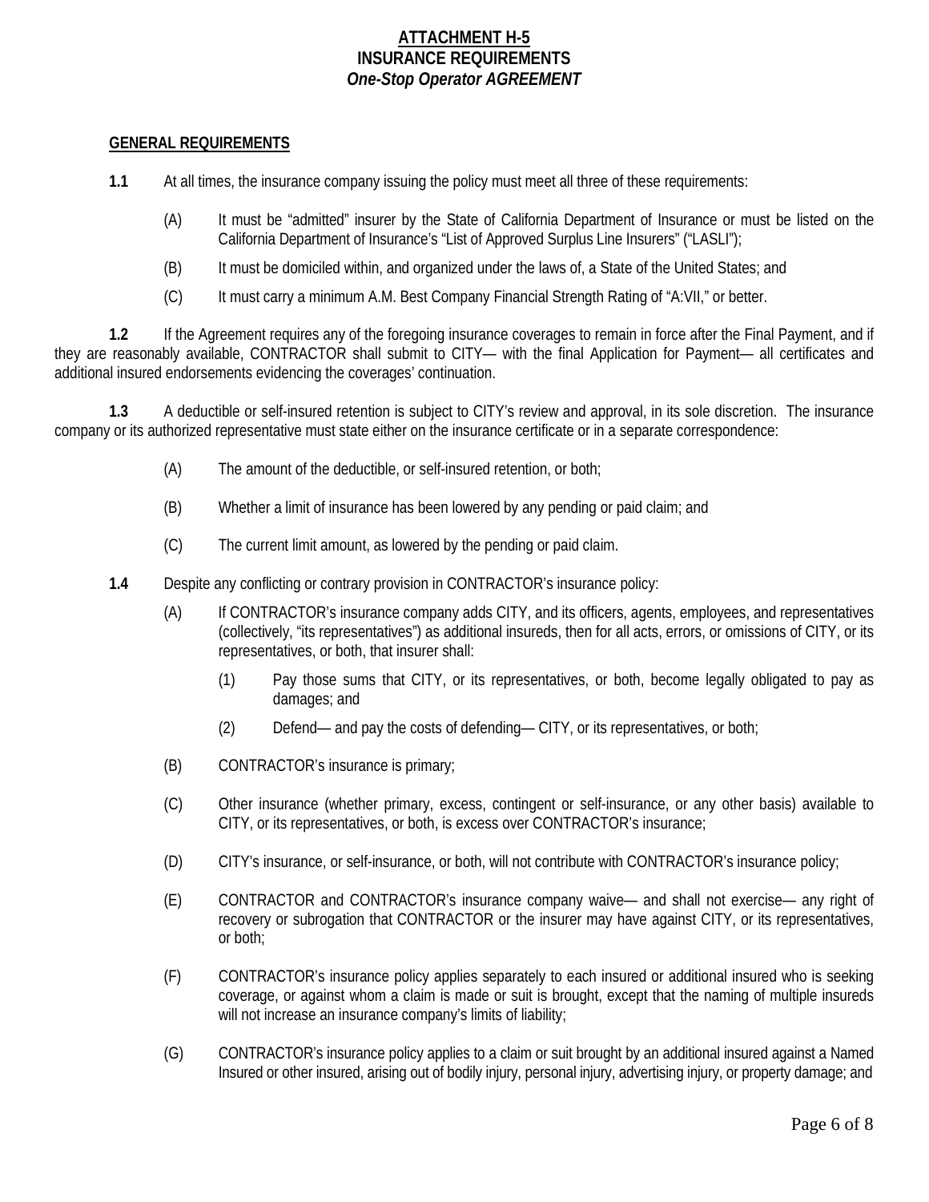# ATTACHMENT H-5
## INSURANCE REQUIREMENTS
### *One-Stop Operator AGREEMENT*

**GENERAL REQUIREMENTS**

**1.1** At all times, the insurance company issuing the policy must meet all three of these requirements:

(A) It must be "admitted" insurer by the State of California Department of Insurance or must be listed on the California Department of Insurance's "List of Approved Surplus Line Insurers" ("LASLI");

(B) It must be domiciled within, and organized under the laws of, a State of the United States; and

(C) It must carry a minimum A.M. Best Company Financial Strength Rating of "A:VII," or better.

**1.2** If the Agreement requires any of the foregoing insurance coverages to remain in force after the Final Payment, and if they are reasonably available, CONTRACTOR shall submit to CITY— with the final Application for Payment— all certificates and additional insured endorsements evidencing the coverages' continuation.

**1.3** A deductible or self-insured retention is subject to CITY's review and approval, in its sole discretion. The insurance company or its authorized representative must state either on the insurance certificate or in a separate correspondence:

(A) The amount of the deductible, or self-insured retention, or both;

(B) Whether a limit of insurance has been lowered by any pending or paid claim; and

(C) The current limit amount, as lowered by the pending or paid claim.

**1.4** Despite any conflicting or contrary provision in CONTRACTOR's insurance policy:

(A) If CONTRACTOR's insurance company adds CITY, and its officers, agents, employees, and representatives (collectively, "its representatives") as additional insureds, then for all acts, errors, or omissions of CITY, or its representatives, or both, that insurer shall:

(1) Pay those sums that CITY, or its representatives, or both, become legally obligated to pay as damages; and

(2) Defend— and pay the costs of defending— CITY, or its representatives, or both;

(B) CONTRACTOR's insurance is primary;

(C) Other insurance (whether primary, excess, contingent or self-insurance, or any other basis) available to CITY, or its representatives, or both, is excess over CONTRACTOR's insurance;

(D) CITY's insurance, or self-insurance, or both, will not contribute with CONTRACTOR's insurance policy;

(E) CONTRACTOR and CONTRACTOR's insurance company waive— and shall not exercise— any right of recovery or subrogation that CONTRACTOR or the insurer may have against CITY, or its representatives, or both;

(F) CONTRACTOR's insurance policy applies separately to each insured or additional insured who is seeking coverage, or against whom a claim is made or suit is brought, except that the naming of multiple insureds will not increase an insurance company's limits of liability;

(G) CONTRACTOR's insurance policy applies to a claim or suit brought by an additional insured against a Named Insured or other insured, arising out of bodily injury, personal injury, advertising injury, or property damage; and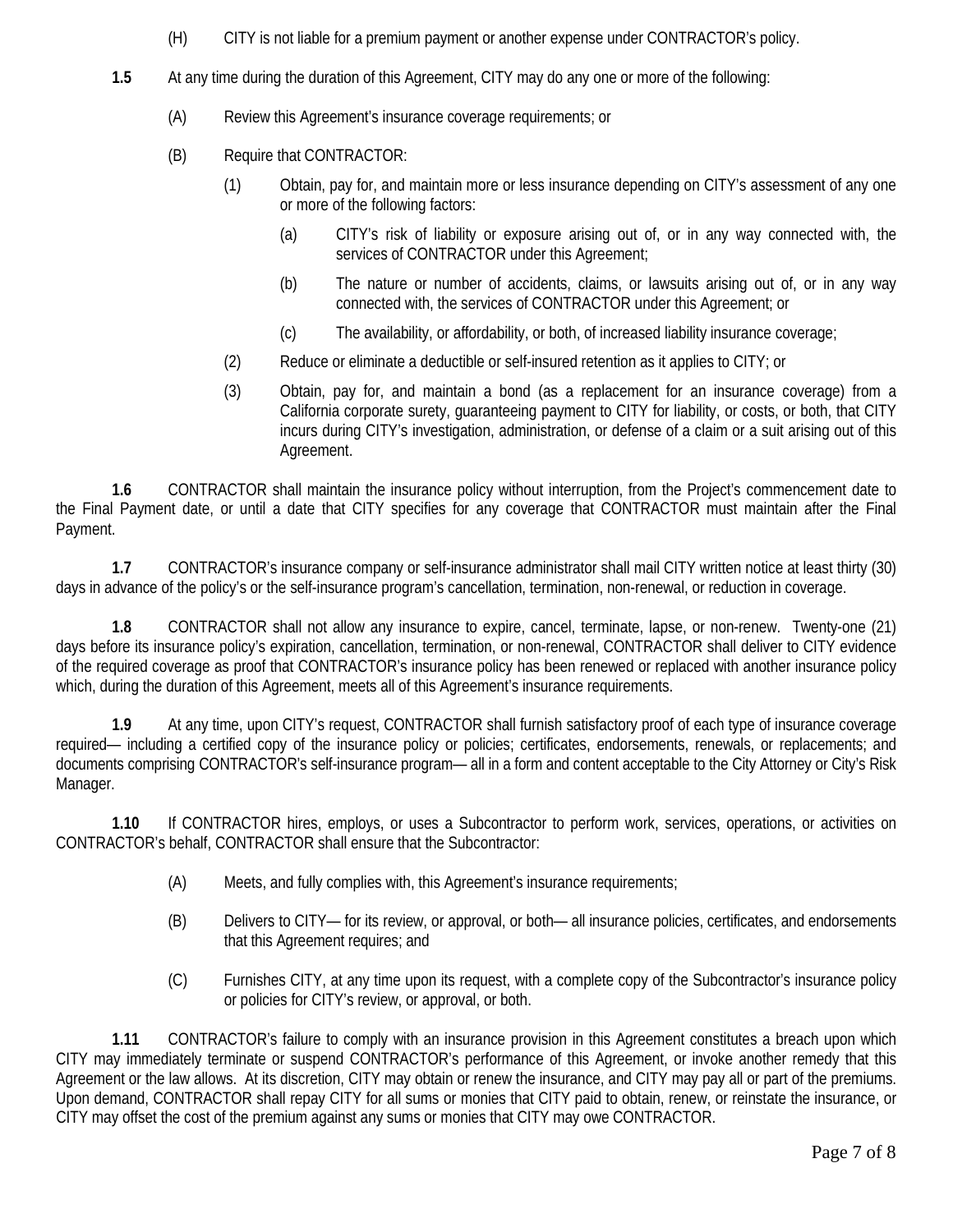(H) CITY is not liable for a premium payment or another expense under CONTRACTOR's policy.

**1.5** At any time during the duration of this Agreement, CITY may do any one or more of the following:

(A) Review this Agreement's insurance coverage requirements; or

(B) Require that CONTRACTOR:

(1) Obtain, pay for, and maintain more or less insurance depending on CITY's assessment of any one or more of the following factors:

(a) CITY's risk of liability or exposure arising out of, or in any way connected with, the services of CONTRACTOR under this Agreement;

(b) The nature or number of accidents, claims, or lawsuits arising out of, or in any way connected with, the services of CONTRACTOR under this Agreement; or

(c) The availability, or affordability, or both, of increased liability insurance coverage;

(2) Reduce or eliminate a deductible or self-insured retention as it applies to CITY; or

(3) Obtain, pay for, and maintain a bond (as a replacement for an insurance coverage) from a California corporate surety, guaranteeing payment to CITY for liability, or costs, or both, that CITY incurs during CITY's investigation, administration, or defense of a claim or a suit arising out of this Agreement.

**1.6** CONTRACTOR shall maintain the insurance policy without interruption, from the Project's commencement date to the Final Payment date, or until a date that CITY specifies for any coverage that CONTRACTOR must maintain after the Final Payment.

**1.7** CONTRACTOR's insurance company or self-insurance administrator shall mail CITY written notice at least thirty (30) days in advance of the policy's or the self-insurance program's cancellation, termination, non-renewal, or reduction in coverage.

**1.8** CONTRACTOR shall not allow any insurance to expire, cancel, terminate, lapse, or non-renew. Twenty-one (21) days before its insurance policy's expiration, cancellation, termination, or non-renewal, CONTRACTOR shall deliver to CITY evidence of the required coverage as proof that CONTRACTOR's insurance policy has been renewed or replaced with another insurance policy which, during the duration of this Agreement, meets all of this Agreement's insurance requirements.

**1.9** At any time, upon CITY's request, CONTRACTOR shall furnish satisfactory proof of each type of insurance coverage required— including a certified copy of the insurance policy or policies; certificates, endorsements, renewals, or replacements; and documents comprising CONTRACTOR's self-insurance program— all in a form and content acceptable to the City Attorney or City's Risk Manager.

**1.10** If CONTRACTOR hires, employs, or uses a Subcontractor to perform work, services, operations, or activities on CONTRACTOR's behalf, CONTRACTOR shall ensure that the Subcontractor:

(A) Meets, and fully complies with, this Agreement's insurance requirements;

(B) Delivers to CITY— for its review, or approval, or both— all insurance policies, certificates, and endorsements that this Agreement requires; and

(C) Furnishes CITY, at any time upon its request, with a complete copy of the Subcontractor's insurance policy or policies for CITY's review, or approval, or both.

**1.11** CONTRACTOR's failure to comply with an insurance provision in this Agreement constitutes a breach upon which CITY may immediately terminate or suspend CONTRACTOR's performance of this Agreement, or invoke another remedy that this Agreement or the law allows. At its discretion, CITY may obtain or renew the insurance, and CITY may pay all or part of the premiums. Upon demand, CONTRACTOR shall repay CITY for all sums or monies that CITY paid to obtain, renew, or reinstate the insurance, or CITY may offset the cost of the premium against any sums or monies that CITY may owe CONTRACTOR.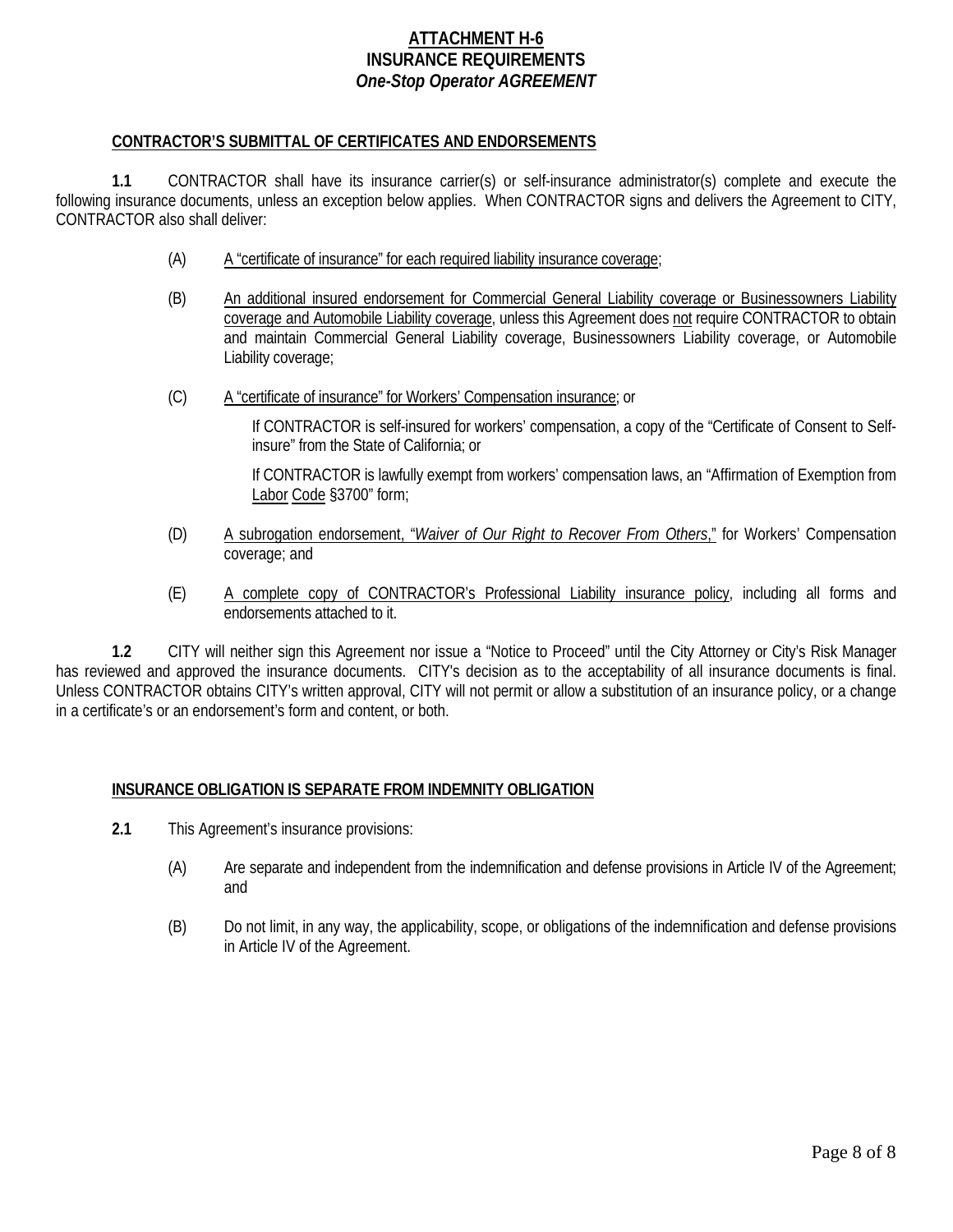# ATTACHMENT H-6
## INSURANCE REQUIREMENTS
### *One-Stop Operator AGREEMENT*

**CONTRACTOR'S SUBMITTAL OF CERTIFICATES AND ENDORSEMENTS**

**1.1** CONTRACTOR shall have its insurance carrier(s) or self-insurance administrator(s) complete and execute the following insurance documents, unless an exception below applies. When CONTRACTOR signs and delivers the Agreement to CITY, CONTRACTOR also shall deliver:

(A) A "certificate of insurance" for each required liability insurance coverage;

(B) An additional insured endorsement for Commercial General Liability coverage or Businessowners Liability coverage and Automobile Liability coverage, unless this Agreement does not require CONTRACTOR to obtain and maintain Commercial General Liability coverage, Businessowners Liability coverage, or Automobile Liability coverage;

(C) A "certificate of insurance" for Workers' Compensation insurance; or

If CONTRACTOR is self-insured for workers' compensation, a copy of the "Certificate of Consent to Self-insure" from the State of California; or

If CONTRACTOR is lawfully exempt from workers' compensation laws, an "Affirmation of Exemption from Labor Code §3700" form;

(D) A subrogation endorsement, "*Waiver of Our Right to Recover From Others*," for Workers' Compensation coverage; and

(E) A complete copy of CONTRACTOR's Professional Liability insurance policy, including all forms and endorsements attached to it.

**1.2** CITY will neither sign this Agreement nor issue a "Notice to Proceed" until the City Attorney or City's Risk Manager has reviewed and approved the insurance documents. CITY's decision as to the acceptability of all insurance documents is final. Unless CONTRACTOR obtains CITY's written approval, CITY will not permit or allow a substitution of an insurance policy, or a change in a certificate's or an endorsement's form and content, or both.

**INSURANCE OBLIGATION IS SEPARATE FROM INDEMNITY OBLIGATION**

**2.1** This Agreement's insurance provisions:

(A) Are separate and independent from the indemnification and defense provisions in Article IV of the Agreement; and

(B) Do not limit, in any way, the applicability, scope, or obligations of the indemnification and defense provisions in Article IV of the Agreement.